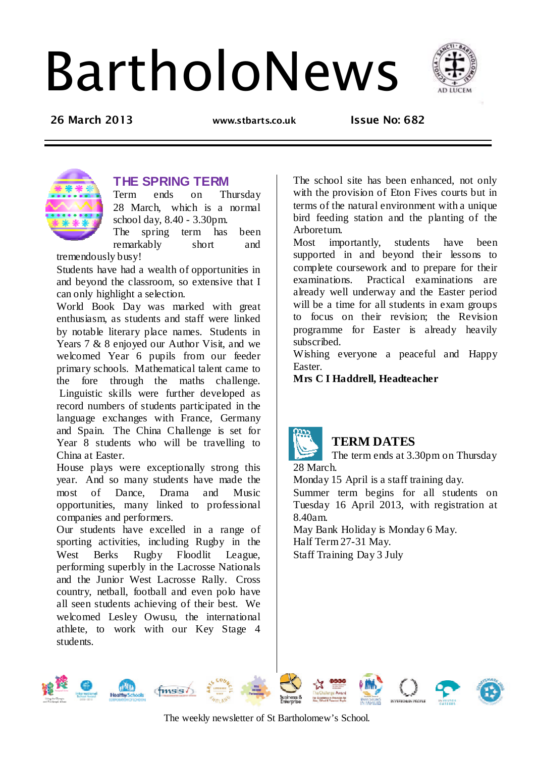# BartholoNews

26 March 2013 www.stbarts.co.uk Issue No: 682

## THE SPRING TERM

Term ends on Thursday 28 March, which is a normal school day, 8.40 - 3.30pm.

The spring term has been remarkably short and tremendously busy!

Students have had a wealth of opportunities in and beyond the classroom, so extensive that I can only highlight a selection.

World Book Day was marked with great enthusiasm, as students and staff were linked by notable literary place names. Students in Years 7 & 8 enjoyed our Author Visit, and we welcomed Year 6 pupils from our feeder primary schools. Mathematical talent came to the fore through the maths challenge. Linguistic skills were further developed as record numbers of students participated in the language exchanges with France, Germany and Spain. The China Challenge is set for Year 8 students who will be travelling to China at Easter.

House plays were exceptionally strong this year. And so many students have made the most of Dance, Drama and Music opportunities, many linked to professional companies and performers.

Our students have excelled in a range of sporting activities, including Rugby in the West Berks Rugby Floodlit League, performing superbly in the Lacrosse Nationals and the Junior West Lacrosse Rally. Cross country, netball, football and even polo have all seen students achieving of their best. We welcomed Lesley Owusu, the international athlete, to work with our Key Stage 4 students.

The school site has been enhanced, not only with the provision of Eton Fives courts but in terms of the natural environment with a unique bird feeding station and the planting of the Arboretum.

Most importantly, students have been supported in and beyond their lessons to complete coursework and to prepare for their examinations. Practical examinations are already well underway and the Easter period will be a time for all students in exam groups to focus on their revision; the Revision programme for Easter is already heavily subscribed.

Wishing everyone a peaceful and Happy Easter.

**Mrs C I Haddrell, Headteacher**

## TERM DATES

The term ends at 3.30pm on Thursday 28 March.

Monday 15 April is a staff training day.

Summer term begins for all students on Tuesday 16 April 2013, with registration at 8.40am.

May Bank Holiday is Monday 6 May.

Half Term 27-31 May.

Staff Training Day 3 July

The weekly newsletter of St Bartholomew's School.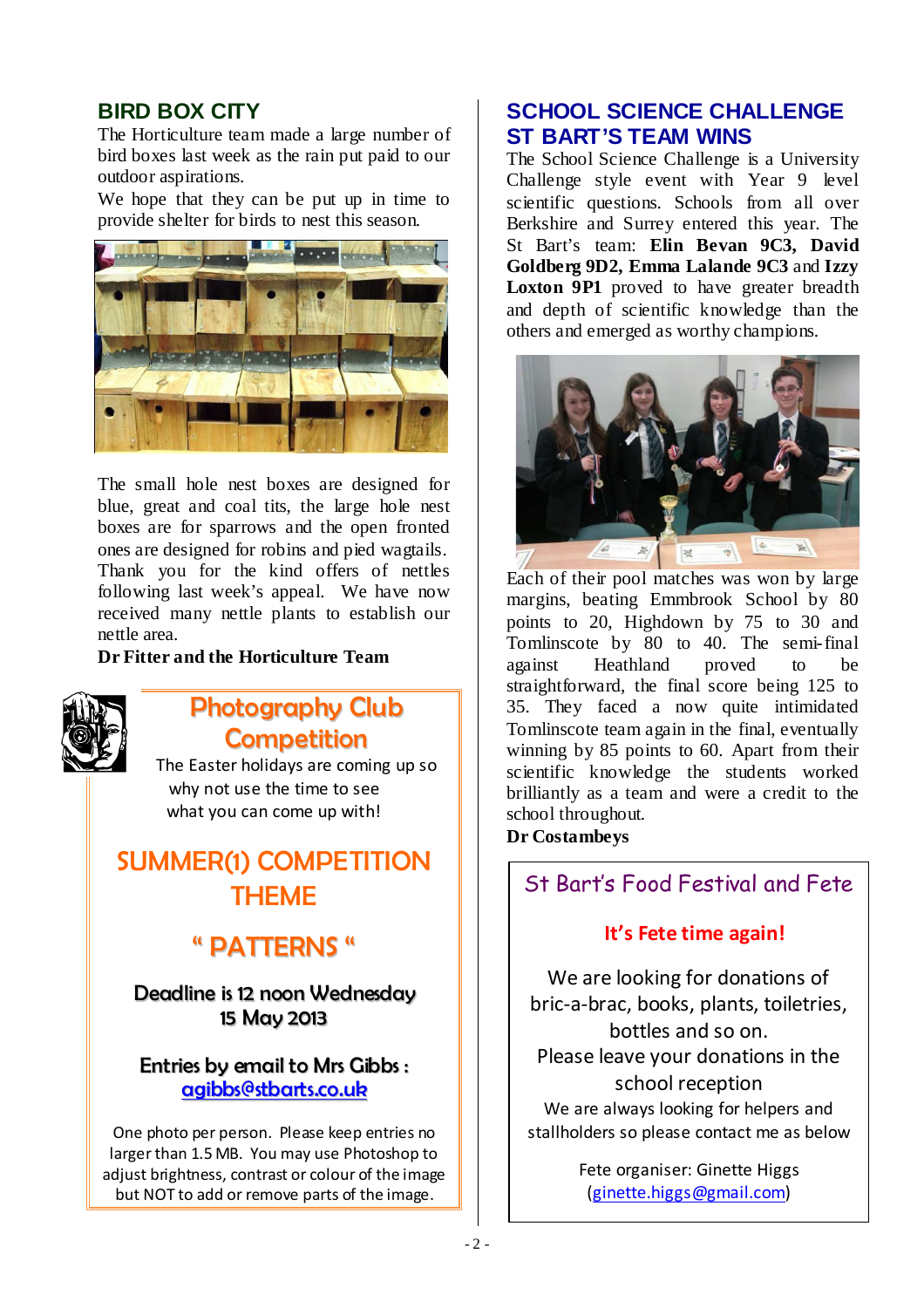## BIRD BOX CITY

The Horticulture team made a large number of bird boxes last week as the rain put paid to our outdoor aspirations.

We hope that they can be put up in time to provide shelter for birds to nest this season.

The small hole nest boxes are designed for blue, great and coal tits, the large hole nest boxes are for sparrows and the open fronted ones are designed for robins and pied wagtails.

Thank you for the kind offers of nettles following last week's appeal. We have now received many nettle plants to establish our nettle area.

**Dr Fitter and the Horticulture Team**

## Photography Club Competition

The Easter holidays are coming up so why not use the time to see what you can come up with!

### SUMMER(1) COMPETITION THEME

### " PATTERNS "

**Deadline is 12 noon Wednesday 15 May 2013**

**Entries by email to Mrs Gibbs : agibbs@stbarts.co.uk**

One photo per person. Please keep entries no larger than 1.5 MB. You may use Photoshop to adjust brightness, contrast or colour of the image but NOT to add or remove parts of the image.

## SCHOOL SCIENCE CHALLENGE ST BART'S TEAM WINS

The School Science Challenge is a University Challenge style event with Year 9 level scientific questions. Schools from all over Berkshire and Surrey entered this year. The St Bart's team: **Elin Bevan 9C3, David Goldberg 9D2, Emma Lalande 9C3** and **Izzy Loxton 9P1** proved to have greater breadth and depth of scientific knowledge than the others and emerged as worthy champions.

Each of their pool matches was won by large margins, beating Emmbrook School by 80 points to 20, Highdown by 75 to 30 and Tomlinscote by 80 to 40. The semi-final against Heathland proved to be straightforward, the final score being 125 to 35. They faced a now quite intimidated Tomlinscote team again in the final, eventually winning by 85 points to 60. Apart from their scientific knowledge the students worked brilliantly as a team and were a credit to the school throughout.

**Dr Costambeys**

## St Bart's Food Festival and Fete

**It's Fete time again!**

We are looking for donations of bric-a-brac, books, plants, toiletries, bottles and so on.

Please leave your donations in the school reception

We are always looking for helpers and stallholders so please contact me as below

Fete organiser: Ginette Higgs (ginette.higgs@gmail.com)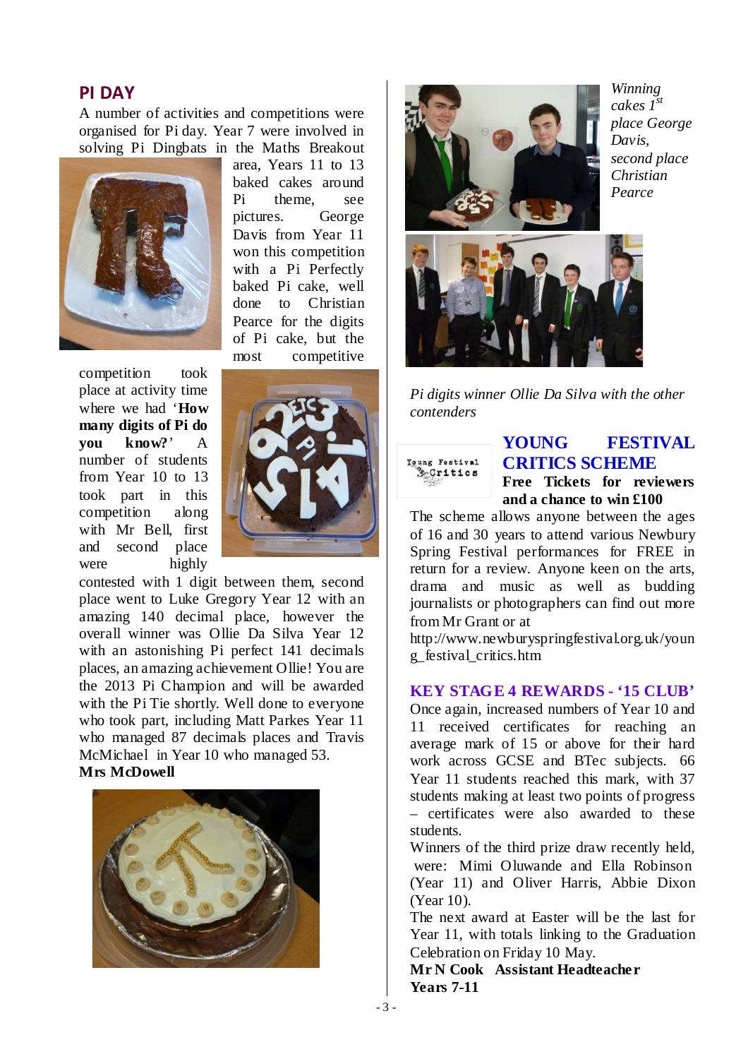## PI DAY

A number of activities and competitions were organised for Pi day. Year 7 were involved in solving Pi Dingbats in the Maths Breakout area, Years 11 to 13 baked cakes around Pi theme, see pictures. George Davis from Year 11 won this competition with a Pi Perfectly baked Pi cake, well done to Christian Pearce for the digits of Pi cake, but the most competitive competition took place at activity time where we had '**How many digits of Pi do you know?**' A number of students from Year 10 to 13 took part in this competition along with Mr Bell, first and second place were highly contested with 1 digit between them, second place went to Luke Gregory Year 12 with an amazing 140 decimal place, however the overall winner was Ollie Da Silva Year 12 with an astonishing Pi perfect 141 decimals places, an amazing achievement Ollie! You are the 2013 Pi Champion and will be awarded with the Pi Tie shortly. Well done to everyone who took part, including Matt Parkes Year 11 who managed 87 decimals places and Travis McMichael in Year 10 who managed 53.

**Mrs McDowell**

*Winning cakes 1st place George Davis, second place Christian Pearce*

*Pi digits winner Ollie Da Silva with the other contenders*

## YOUNG FESTIVAL CRITICS SCHEME

**Free Tickets for reviewers and a chance to win £100**

The scheme allows anyone between the ages of 16 and 30 years to attend various Newbury Spring Festival performances for FREE in return for a review. Anyone keen on the arts, drama and music as well as budding journalists or photographers can find out more from Mr Grant or at http://www.newburyspringfestival.org.uk/young_festival_critics.htm

## KEY STAGE 4 REWARDS - '15 CLUB'

Once again, increased numbers of Year 10 and 11 received certificates for reaching an average mark of 15 or above for their hard work across GCSE and BTec subjects. 66 Year 11 students reached this mark, with 37 students making at least two points of progress – certificates were also awarded to these students.

Winners of the third prize draw recently held, were: Mimi Oluwande and Ella Robinson (Year 11) and Oliver Harris, Abbie Dixon (Year 10).

The next award at Easter will be the last for Year 11, with totals linking to the Graduation Celebration on Friday 10 May.

**Mr N Cook Assistant Headteacher Years 7-11**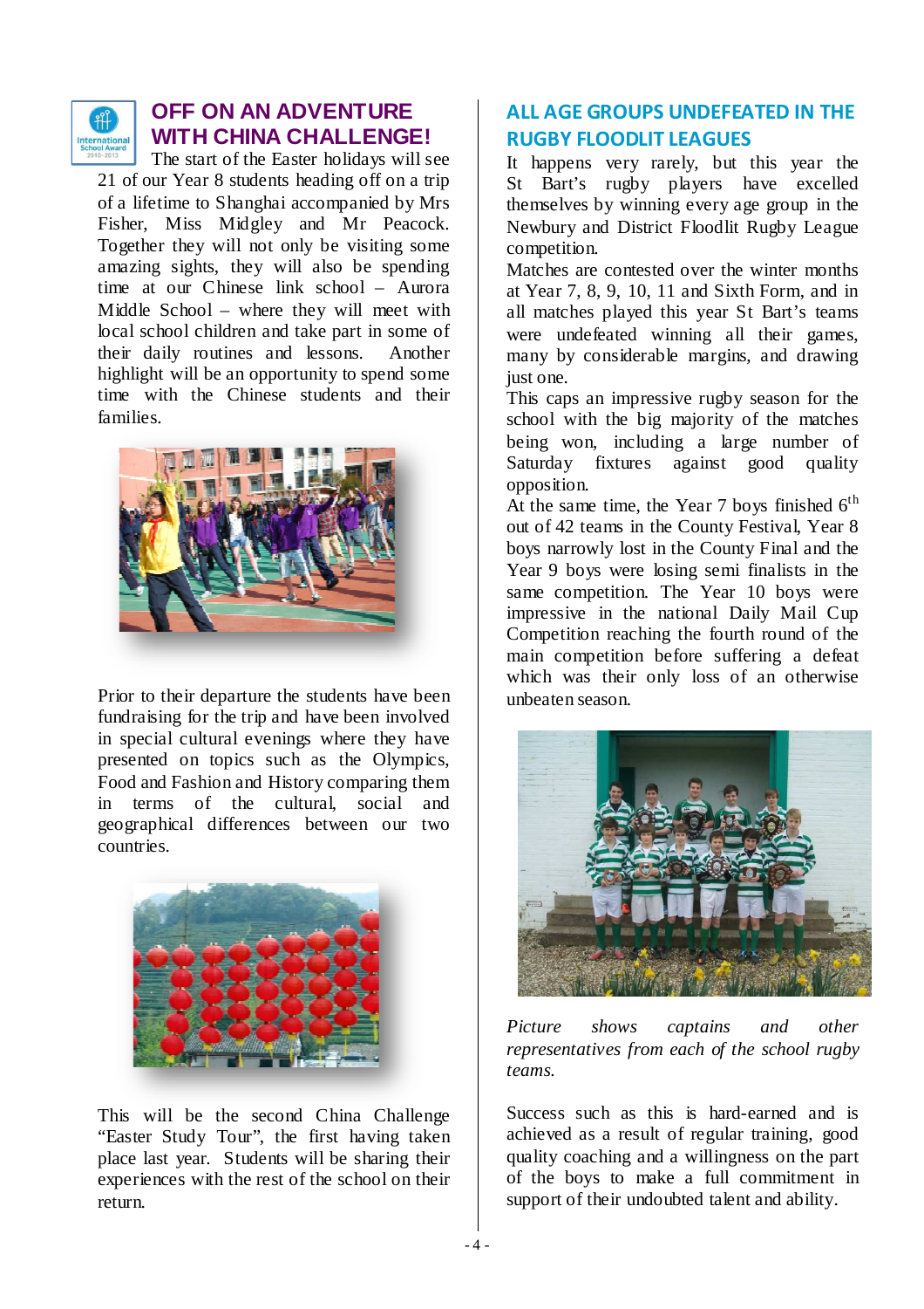# OFF ON AN ADVENTURE WITH CHINA CHALLENGE!

The start of the Easter holidays will see 21 of our Year 8 students heading off on a trip of a lifetime to Shanghai accompanied by Mrs Fisher, Miss Midgley and Mr Peacock. Together they will not only be visiting some amazing sights, they will also be spending time at our Chinese link school – Aurora Middle School – where they will meet with local school children and take part in some of their daily routines and lessons. Another highlight will be an opportunity to spend some time with the Chinese students and their families.

Prior to their departure the students have been fundraising for the trip and have been involved in special cultural evenings where they have presented on topics such as the Olympics, Food and Fashion and History comparing them in terms of the cultural, social and geographical differences between our two countries.

This will be the second China Challenge "Easter Study Tour", the first having taken place last year. Students will be sharing their experiences with the rest of the school on their return.

# ALL AGE GROUPS UNDEFEATED IN THE RUGBY FLOODLIT LEAGUES

It happens very rarely, but this year the St Bart's rugby players have excelled themselves by winning every age group in the Newbury and District Floodlit Rugby League competition.

Matches are contested over the winter months at Year 7, 8, 9, 10, 11 and Sixth Form, and in all matches played this year St Bart's teams were undefeated winning all their games, many by considerable margins, and drawing just one.

This caps an impressive rugby season for the school with the big majority of the matches being won, including a large number of Saturday fixtures against good quality opposition.

At the same time, the Year 7 boys finished 6th out of 42 teams in the County Festival, Year 8 boys narrowly lost in the County Final and the Year 9 boys were losing semi finalists in the same competition. The Year 10 boys were impressive in the national Daily Mail Cup Competition reaching the fourth round of the main competition before suffering a defeat which was their only loss of an otherwise unbeaten season.

*Picture shows captains and other representatives from each of the school rugby teams.*

Success such as this is hard-earned and is achieved as a result of regular training, good quality coaching and a willingness on the part of the boys to make a full commitment in support of their undoubted talent and ability.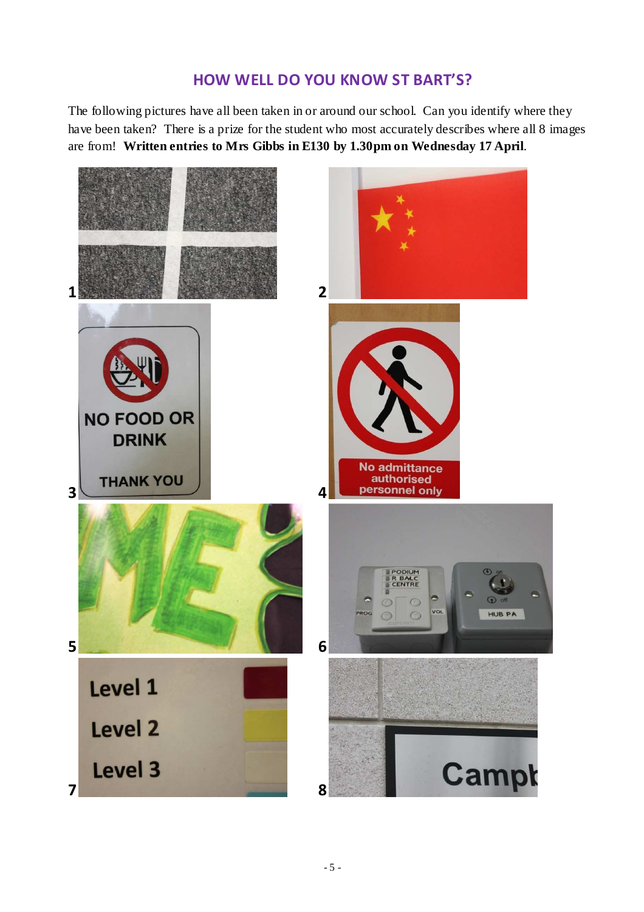## HOW WELL DO YOU KNOW ST BART'S?

The following pictures have all been taken in or around our school. Can you identify where they have been taken? There is a prize for the student who most accurately describes where all 8 images are from! **Written entries to Mrs Gibbs in E130 by 1.30pm on Wednesday 17 April**.

1

2

3

4

5

6

7

8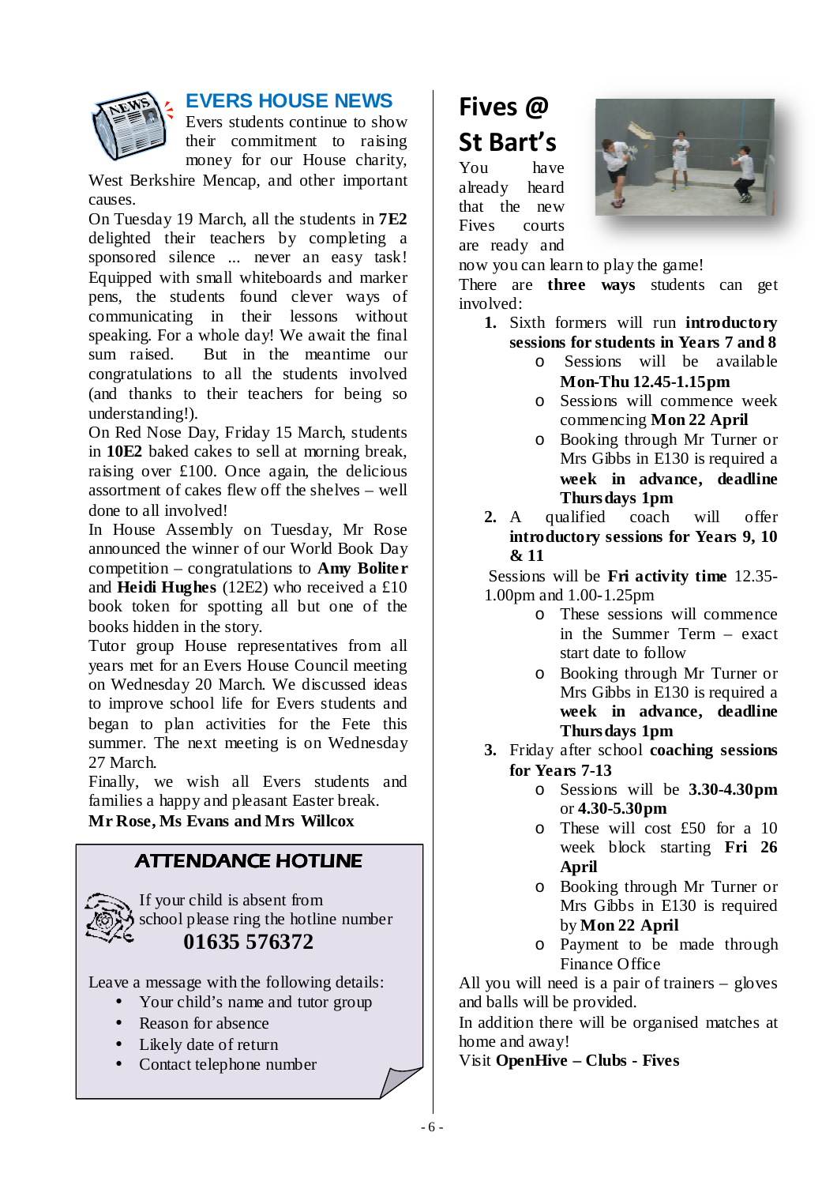## EVERS HOUSE NEWS

Evers students continue to show their commitment to raising money for our House charity, West Berkshire Mencap, and other important causes.

On Tuesday 19 March, all the students in **7E2** delighted their teachers by completing a sponsored silence ... never an easy task! Equipped with small whiteboards and marker pens, the students found clever ways of communicating in their lessons without speaking. For a whole day! We await the final sum raised. But in the meantime our congratulations to all the students involved (and thanks to their teachers for being so understanding!).

On Red Nose Day, Friday 15 March, students in **10E2** baked cakes to sell at morning break, raising over £100. Once again, the delicious assortment of cakes flew off the shelves – well done to all involved!

In House Assembly on Tuesday, Mr Rose announced the winner of our World Book Day competition – congratulations to **Amy Boliter** and **Heidi Hughes** (12E2) who received a £10 book token for spotting all but one of the books hidden in the story.

Tutor group House representatives from all years met for an Evers House Council meeting on Wednesday 20 March. We discussed ideas to improve school life for Evers students and began to plan activities for the Fete this summer. The next meeting is on Wednesday 27 March.

Finally, we wish all Evers students and families a happy and pleasant Easter break.

**Mr Rose, Ms Evans and Mrs Willcox**

## ATTENDANCE HOTLINE

If your child is absent from school please ring the hotline number

**01635 576372**

Leave a message with the following details:

- Your child's name and tutor group
- Reason for absence
- Likely date of return
- Contact telephone number

## Fives @ St Bart's

You have already heard that the new Fives courts are ready and now you can learn to play the game!

There are **three ways** students can get involved:

1. Sixth formers will run **introductory sessions for students in Years 7 and 8**
   - Sessions will be available **Mon-Thu 12.45-1.15pm**
   - Sessions will commence week commencing **Mon 22 April**
   - Booking through Mr Turner or Mrs Gibbs in E130 is required a **week in advance, deadline Thursdays 1pm**
2. A qualified coach will offer **introductory sessions for Years 9, 10 & 11**

   Sessions will be **Fri activity time** 12.35-1.00pm and 1.00-1.25pm
   - These sessions will commence in the Summer Term – exact start date to follow
   - Booking through Mr Turner or Mrs Gibbs in E130 is required a **week in advance, deadline Thursdays 1pm**
3. Friday after school **coaching sessions for Years 7-13**
   - Sessions will be **3.30-4.30pm** or **4.30-5.30pm**
   - These will cost £50 for a 10 week block starting **Fri 26 April**
   - Booking through Mr Turner or Mrs Gibbs in E130 is required by **Mon 22 April**
   - Payment to be made through Finance Office

All you will need is a pair of trainers – gloves and balls will be provided.

In addition there will be organised matches at home and away!

Visit **OpenHive – Clubs - Fives**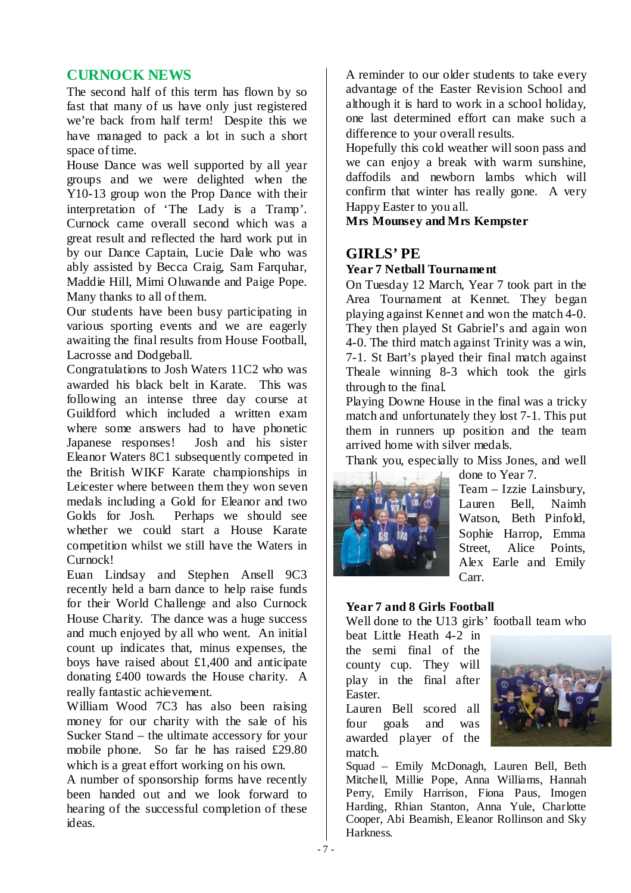## CURNOCK NEWS

The second half of this term has flown by so fast that many of us have only just registered we're back from half term! Despite this we have managed to pack a lot in such a short space of time.

House Dance was well supported by all year groups and we were delighted when the Y10-13 group won the Prop Dance with their interpretation of 'The Lady is a Tramp'. Curnock came overall second which was a great result and reflected the hard work put in by our Dance Captain, Lucie Dale who was ably assisted by Becca Craig, Sam Farquhar, Maddie Hill, Mimi Oluwande and Paige Pope. Many thanks to all of them.

Our students have been busy participating in various sporting events and we are eagerly awaiting the final results from House Football, Lacrosse and Dodgeball.

Congratulations to Josh Waters 11C2 who was awarded his black belt in Karate. This was following an intense three day course at Guildford which included a written exam where some answers had to have phonetic Japanese responses! Josh and his sister Eleanor Waters 8C1 subsequently competed in the British WIKF Karate championships in Leicester where between them they won seven medals including a Gold for Eleanor and two Golds for Josh. Perhaps we should see whether we could start a House Karate competition whilst we still have the Waters in Curnock!

Euan Lindsay and Stephen Ansell 9C3 recently held a barn dance to help raise funds for their World Challenge and also Curnock House Charity. The dance was a huge success and much enjoyed by all who went. An initial count up indicates that, minus expenses, the boys have raised about £1,400 and anticipate donating £400 towards the House charity. A really fantastic achievement.

William Wood 7C3 has also been raising money for our charity with the sale of his Sucker Stand – the ultimate accessory for your mobile phone. So far he has raised £29.80 which is a great effort working on his own.

A number of sponsorship forms have recently been handed out and we look forward to hearing of the successful completion of these ideas.

A reminder to our older students to take every advantage of the Easter Revision School and although it is hard to work in a school holiday, one last determined effort can make such a difference to your overall results.

Hopefully this cold weather will soon pass and we can enjoy a break with warm sunshine, daffodils and newborn lambs which will confirm that winter has really gone. A very Happy Easter to you all.

**Mrs Mounsey and Mrs Kempster**

## GIRLS' PE

### Year 7 Netball Tournament

On Tuesday 12 March, Year 7 took part in the Area Tournament at Kennet. They began playing against Kennet and won the match 4-0. They then played St Gabriel's and again won 4-0. The third match against Trinity was a win, 7-1. St Bart's played their final match against Theale winning 8-3 which took the girls through to the final.

Playing Downe House in the final was a tricky match and unfortunately they lost 7-1. This put them in runners up position and the team arrived home with silver medals.

Thank you, especially to Miss Jones, and well done to Year 7.

Team – Izzie Lainsbury, Lauren Bell, Naimh Watson, Beth Pinfold, Sophie Harrop, Emma Street, Alice Points, Alex Earle and Emily Carr.

### Year 7 and 8 Girls Football

Well done to the U13 girls' football team who beat Little Heath 4-2 in the semi final of the county cup. They will play in the final after Easter.

Lauren Bell scored all four goals and was awarded player of the match.

Squad – Emily McDonagh, Lauren Bell, Beth Mitchell, Millie Pope, Anna Williams, Hannah Perry, Emily Harrison, Fiona Paus, Imogen Harding, Rhian Stanton, Anna Yule, Charlotte Cooper, Abi Beamish, Eleanor Rollinson and Sky Harkness.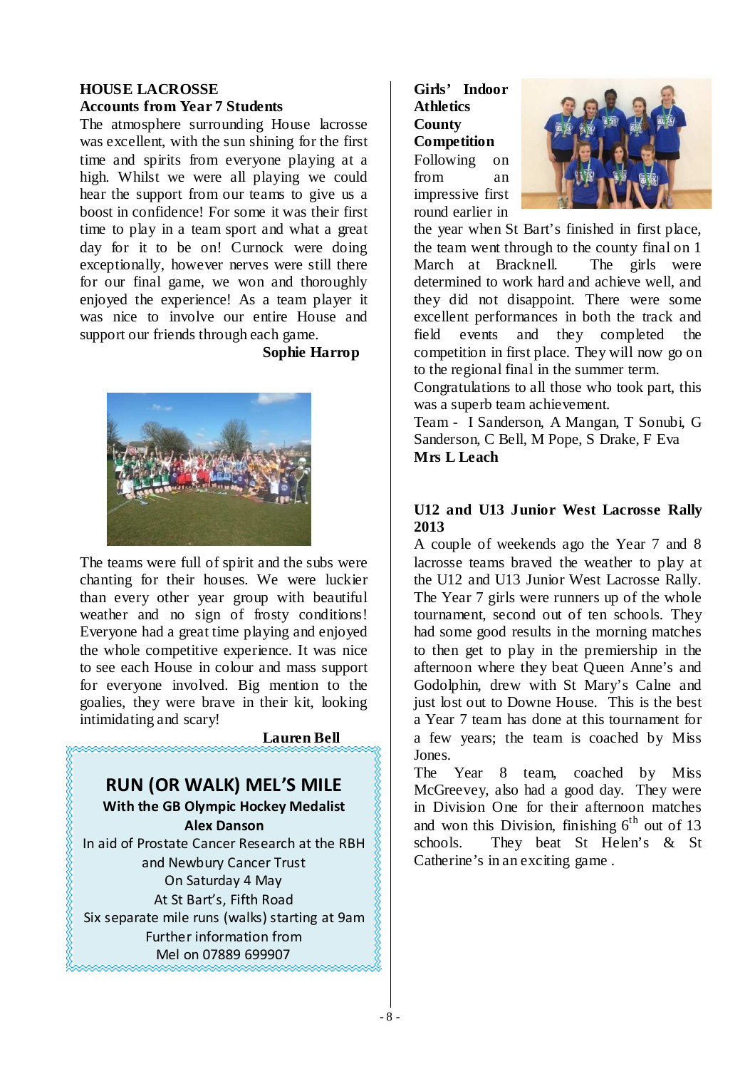## HOUSE LACROSSE

### Accounts from Year 7 Students

The atmosphere surrounding House lacrosse was excellent, with the sun shining for the first time and spirits from everyone playing at a high. Whilst we were all playing we could hear the support from our teams to give us a boost in confidence! For some it was their first time to play in a team sport and what a great day for it to be on! Curnock were doing exceptionally, however nerves were still there for our final game, we won and thoroughly enjoyed the experience! As a team player it was nice to involve our entire House and support our friends through each game.

**Sophie Harrop**

The teams were full of spirit and the subs were chanting for their houses. We were luckier than every other year group with beautiful weather and no sign of frosty conditions! Everyone had a great time playing and enjoyed the whole competitive experience. It was nice to see each House in colour and mass support for everyone involved. Big mention to the goalies, they were brave in their kit, looking intimidating and scary!

**Lauren Bell**

---

**RUN (OR WALK) MEL'S MILE**

**With the GB Olympic Hockey Medalist**

**Alex Danson**

In aid of Prostate Cancer Research at the RBH and Newbury Cancer Trust

On Saturday 4 May

At St Bart's, Fifth Road

Six separate mile runs (walks) starting at 9am

Further information from

Mel on 07889 699907

---

## Girls' Indoor Athletics County Competition

Following on from an impressive first round earlier in the year when St Bart's finished in first place, the team went through to the county final on 1 March at Bracknell. The girls were determined to work hard and achieve well, and they did not disappoint. There were some excellent performances in both the track and field events and they completed the competition in first place. They will now go on to the regional final in the summer term.

Congratulations to all those who took part, this was a superb team achievement.

Team - I Sanderson, A Mangan, T Sonubi, G Sanderson, C Bell, M Pope, S Drake, F Eva

**Mrs L Leach**

## U12 and U13 Junior West Lacrosse Rally 2013

A couple of weekends ago the Year 7 and 8 lacrosse teams braved the weather to play at the U12 and U13 Junior West Lacrosse Rally. The Year 7 girls were runners up of the whole tournament, second out of ten schools. They had some good results in the morning matches to then get to play in the premiership in the afternoon where they beat Queen Anne's and Godolphin, drew with St Mary's Calne and just lost out to Downe House. This is the best a Year 7 team has done at this tournament for a few years; the team is coached by Miss Jones.

The Year 8 team, coached by Miss McGreevey, also had a good day. They were in Division One for their afternoon matches and won this Division, finishing 6th out of 13 schools. They beat St Helen's & St Catherine's in an exciting game .